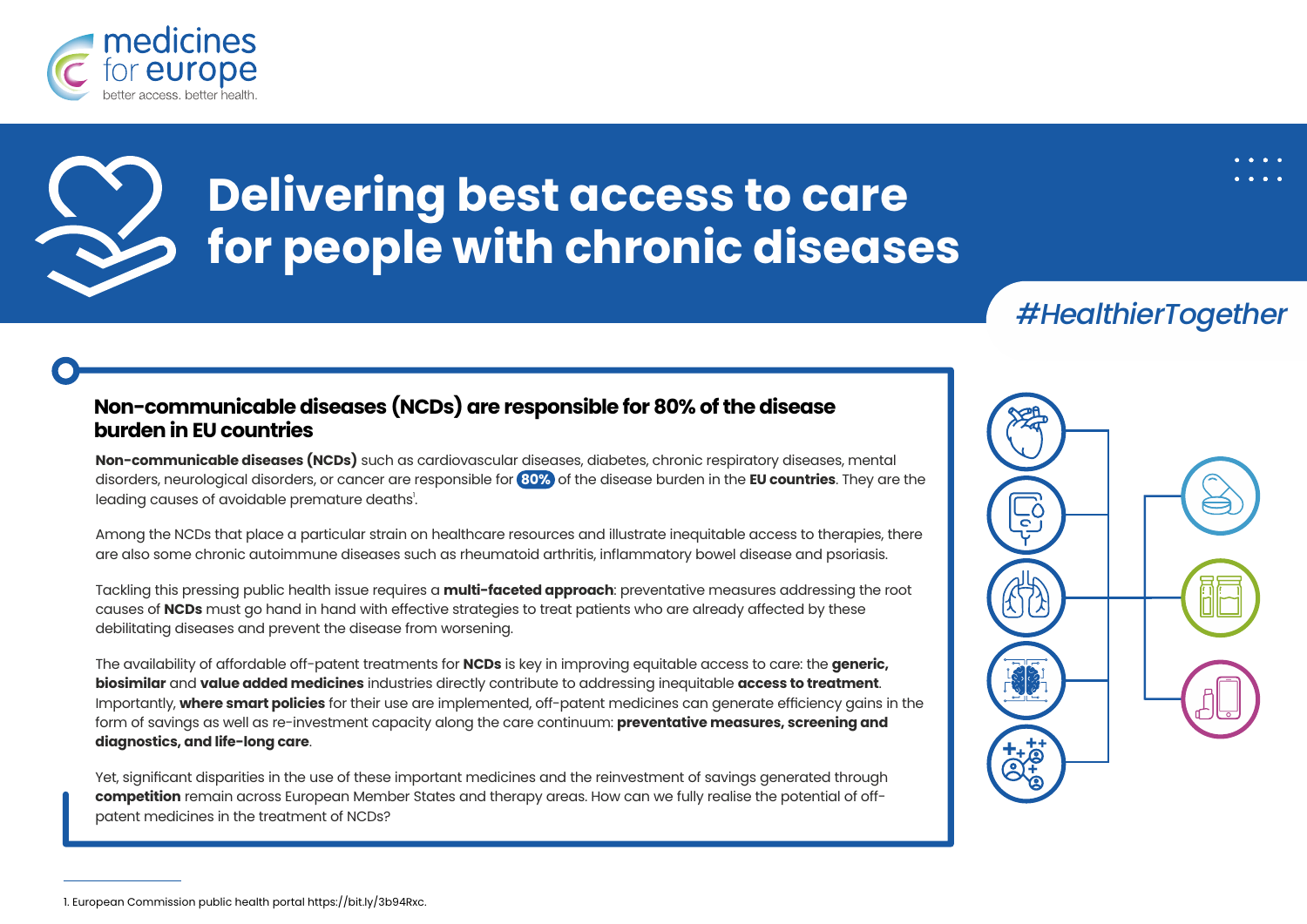medicines for europe
better access. better health.

# Delivering best access to care for people with chronic diseases

#HealthierTogether

## Non-communicable diseases (NCDs) are responsible for 80% of the disease burden in EU countries

**Non-communicable diseases (NCDs)** such as cardiovascular diseases, diabetes, chronic respiratory diseases, mental disorders, neurological disorders, or cancer are responsible for **80%** of the disease burden in the **EU countries**. They are the leading causes of avoidable premature deaths[1].

Among the NCDs that place a particular strain on healthcare resources and illustrate inequitable access to therapies, there are also some chronic autoimmune diseases such as rheumatoid arthritis, inflammatory bowel disease and psoriasis.

Tackling this pressing public health issue requires a **multi-faceted approach**: preventative measures addressing the root causes of **NCDs** must go hand in hand with effective strategies to treat patients who are already affected by these debilitating diseases and prevent the disease from worsening.

The availability of affordable off-patent treatments for **NCDs** is key in improving equitable access to care: the **generic, biosimilar** and **value added medicines** industries directly contribute to addressing inequitable **access to treatment**. Importantly, **where smart policies** for their use are implemented, off-patent medicines can generate efficiency gains in the form of savings as well as re-investment capacity along the care continuum: **preventative measures, screening and diagnostics, and life-long care**.

Yet, significant disparities in the use of these important medicines and the reinvestment of savings generated through **competition** remain across European Member States and therapy areas. How can we fully realise the potential of off-patent medicines in the treatment of NCDs?

---

1. European Commission public health portal https://bit.ly/3b94Rxc.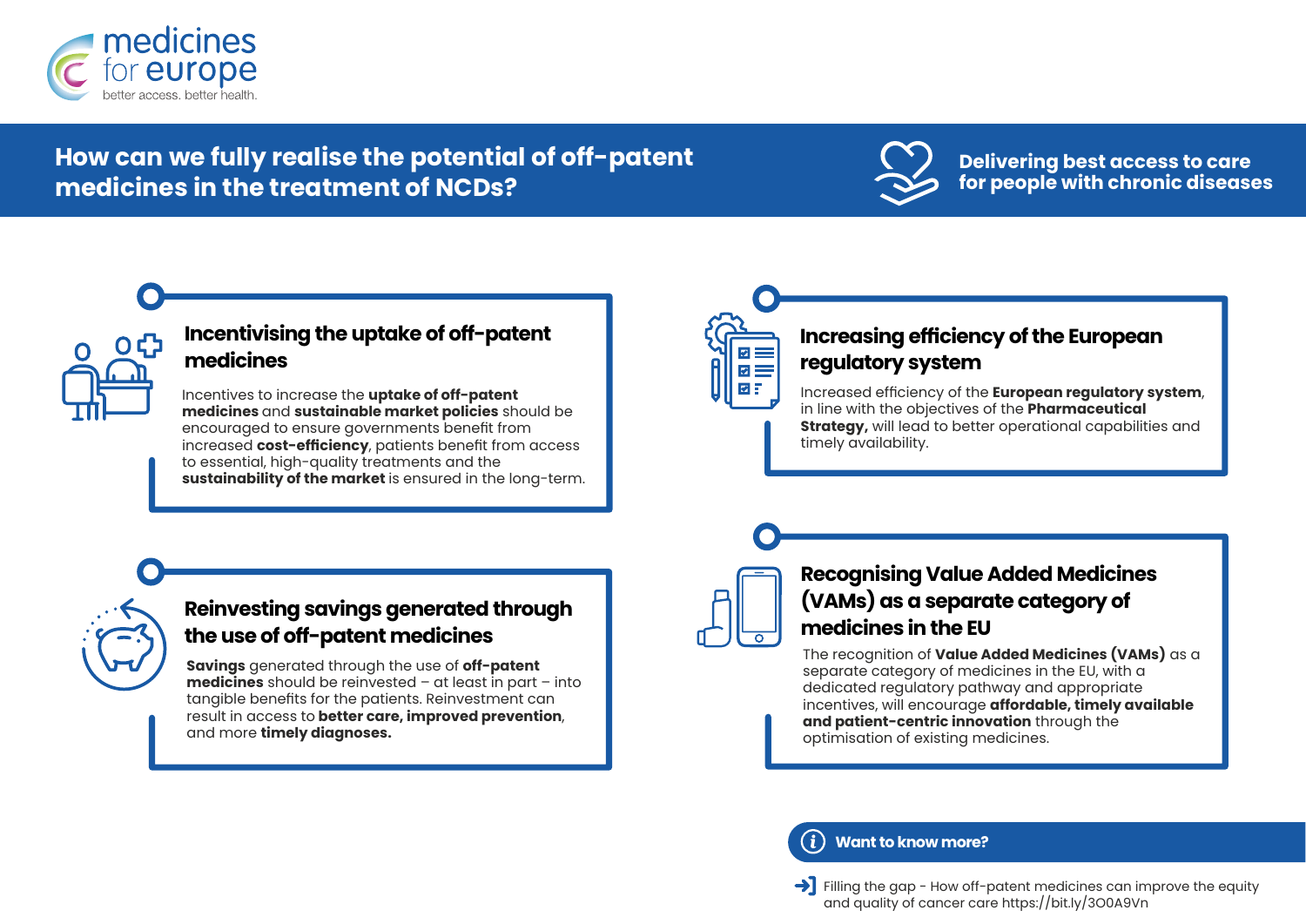medicines for europe
better access. better health.

# How can we fully realise the potential of off-patent medicines in the treatment of NCDs?

**Delivering best access to care for people with chronic diseases**

## Incentivising the uptake of off-patent medicines

Incentives to increase the **uptake of off-patent medicines** and **sustainable market policies** should be encouraged to ensure governments benefit from increased **cost-efficiency**, patients benefit from access to essential, high-quality treatments and the **sustainability of the market** is ensured in the long-term.

## Reinvesting savings generated through the use of off-patent medicines

**Savings** generated through the use of **off-patent medicines** should be reinvested – at least in part – into tangible benefits for the patients. Reinvestment can result in access to **better care, improved prevention**, and more **timely diagnoses.**

## Increasing efficiency of the European regulatory system

Increased efficiency of the **European regulatory system**, in line with the objectives of the **Pharmaceutical Strategy,** will lead to better operational capabilities and timely availability.

## Recognising Value Added Medicines (VAMs) as a separate category of medicines in the EU

The recognition of **Value Added Medicines (VAMs)** as a separate category of medicines in the EU, with a dedicated regulatory pathway and appropriate incentives, will encourage **affordable, timely available and patient-centric innovation** through the optimisation of existing medicines.

### Want to know more?

Filling the gap - How off-patent medicines can improve the equity and quality of cancer care https://bit.ly/3O0A9Vn